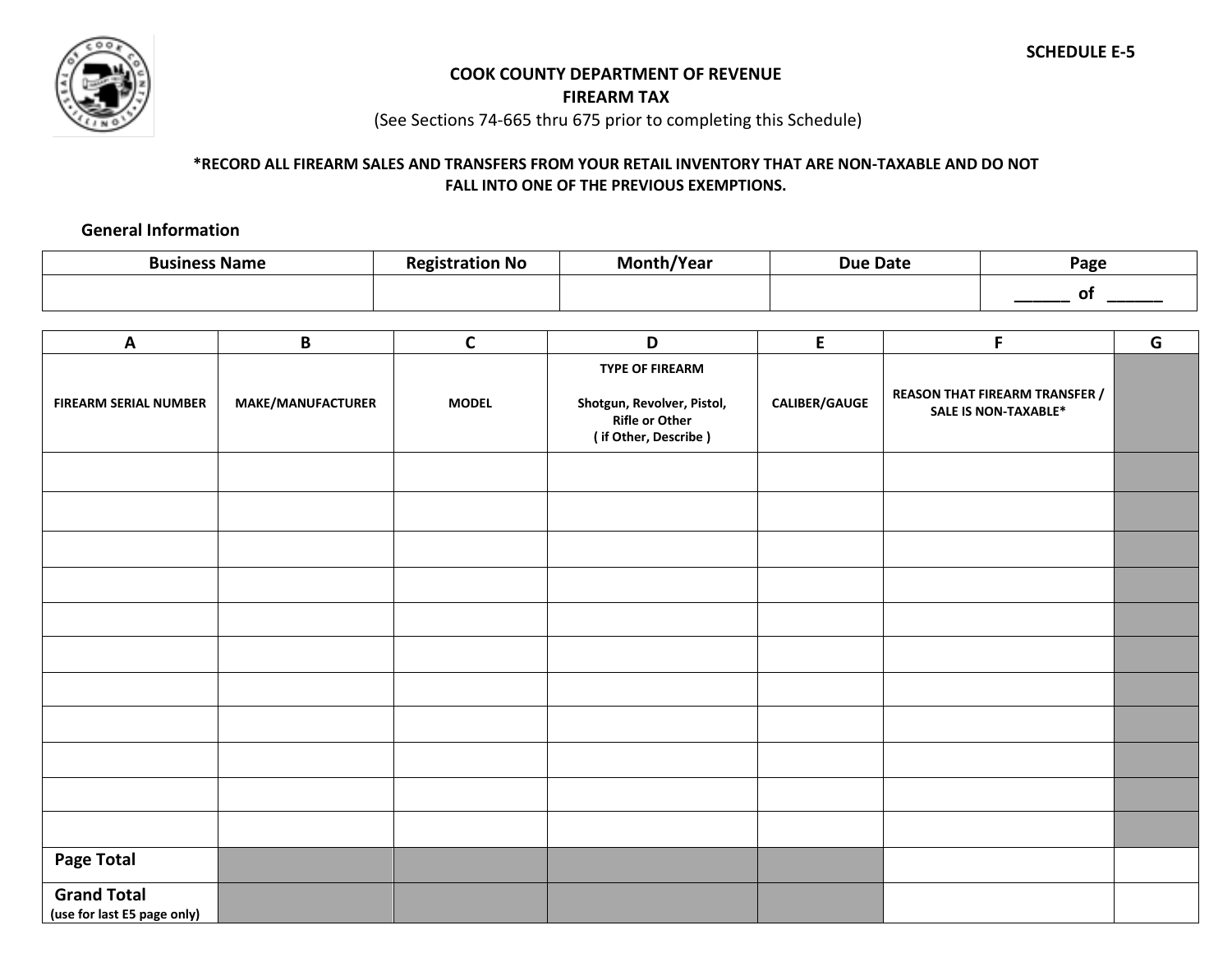SCHEDULE E-5

**COOK COUNTY DEPARTMENT OF REVENUE**
**FIREARM TAX**
(See Sections 74-665 thru 675 prior to completing this Schedule)

**\*RECORD ALL FIREARM SALES AND TRANSFERS FROM YOUR RETAIL INVENTORY THAT ARE NON-TAXABLE AND DO NOT FALL INTO ONE OF THE PREVIOUS EXEMPTIONS.**

**General Information**

| Business Name | Registration No | Month/Year | Due Date | Page |
|---|---|---|---|---|
| | | | | ______ of ______ |

| A | B | C | D | E | F | G |
|---|---|---|---|---|---|---|
| FIREARM SERIAL NUMBER | MAKE/MANUFACTURER | MODEL | TYPE OF FIREARM Shotgun, Revolver, Pistol, Rifle or Other ( if Other, Describe ) | CALIBER/GAUGE | REASON THAT FIREARM TRANSFER / SALE IS NON-TAXABLE* | |
| | | | | | | |
| | | | | | | |
| | | | | | | |
| | | | | | | |
| | | | | | | |
| | | | | | | |
| | | | | | | |
| | | | | | | |
| | | | | | | |
| | | | | | | |
| | | | | | | |
| **Page Total** | | | | | | |
| **Grand Total** (use for last E5 page only) | | | | | | |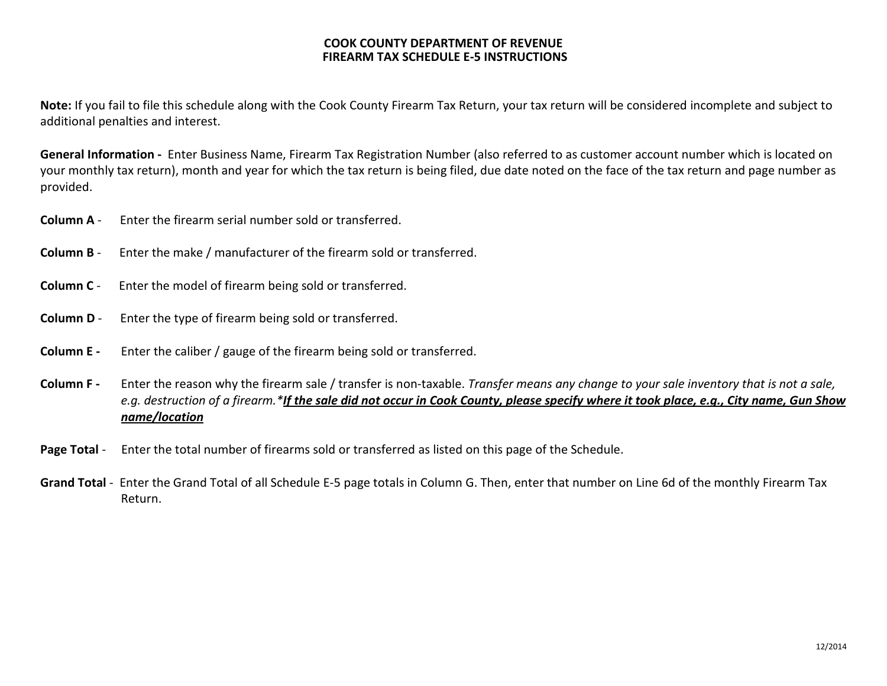# COOK COUNTY DEPARTMENT OF REVENUE
# FIREARM TAX SCHEDULE E-5 INSTRUCTIONS

**Note:** If you fail to file this schedule along with the Cook County Firearm Tax Return, your tax return will be considered incomplete and subject to additional penalties and interest.

**General Information -** Enter Business Name, Firearm Tax Registration Number (also referred to as customer account number which is located on your monthly tax return), month and year for which the tax return is being filed, due date noted on the face of the tax return and page number as provided.

**Column A** - Enter the firearm serial number sold or transferred.

**Column B** - Enter the make / manufacturer of the firearm sold or transferred.

**Column C** - Enter the model of firearm being sold or transferred.

**Column D** - Enter the type of firearm being sold or transferred.

**Column E -** Enter the caliber / gauge of the firearm being sold or transferred.

**Column F -** Enter the reason why the firearm sale / transfer is non-taxable. *Transfer means any change to your sale inventory that is not a sale, e.g. destruction of a firearm.\****_<u>If the sale did not occur in Cook County, please specify where it took place, e.g., City name, Gun Show name/location</u>_**

**Page Total** - Enter the total number of firearms sold or transferred as listed on this page of the Schedule.

**Grand Total** - Enter the Grand Total of all Schedule E-5 page totals in Column G. Then, enter that number on Line 6d of the monthly Firearm Tax Return.

12/2014